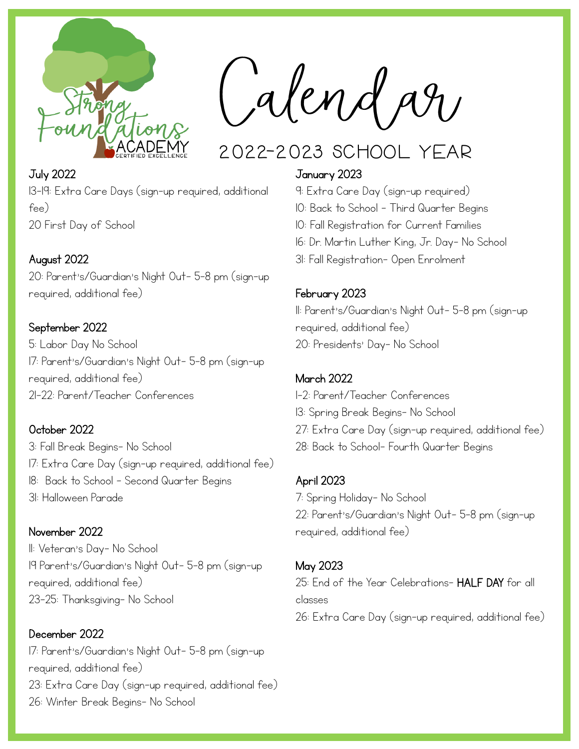Strong Foundations ACADEMY
CERTIFIED EXCELLENCE

# Calendar

## 2022-2023 SCHOOL YEAR

**July 2022**

13-19: Extra Care Days (sign-up required, additional fee)

20 First Day of School

**August 2022**

20: Parent's/Guardian's Night Out- 5-8 pm (sign-up required, additional fee)

**September 2022**

5: Labor Day No School

17: Parent's/Guardian's Night Out- 5-8 pm (sign-up required, additional fee)

21-22: Parent/Teacher Conferences

**October 2022**

3: Fall Break Begins- No School

17: Extra Care Day (sign-up required, additional fee)

18: Back to School - Second Quarter Begins

31: Halloween Parade

**November 2022**

11: Veteran's Day- No School

19 Parent's/Guardian's Night Out- 5-8 pm (sign-up required, additional fee)

23-25: Thanksgiving- No School

**December 2022**

17: Parent's/Guardian's Night Out- 5-8 pm (sign-up required, additional fee)

23: Extra Care Day (sign-up required, additional fee)

26: Winter Break Begins- No School

**January 2023**

9: Extra Care Day (sign-up required)

10: Back to School - Third Quarter Begins

10: Fall Registration for Current Families

16: Dr. Martin Luther King, Jr. Day- No School

31: Fall Registration- Open Enrolment

**February 2023**

11: Parent's/Guardian's Night Out- 5-8 pm (sign-up required, additional fee)

20: Presidents' Day- No School

**March 2022**

1-2: Parent/Teacher Conferences

13: Spring Break Begins- No School

27: Extra Care Day (sign-up required, additional fee)

28: Back to School- Fourth Quarter Begins

**April 2023**

7: Spring Holiday- No School

22: Parent's/Guardian's Night Out- 5-8 pm (sign-up required, additional fee)

**May 2023**

25: End of the Year Celebrations- **HALF DAY** for all classes

26: Extra Care Day (sign-up required, additional fee)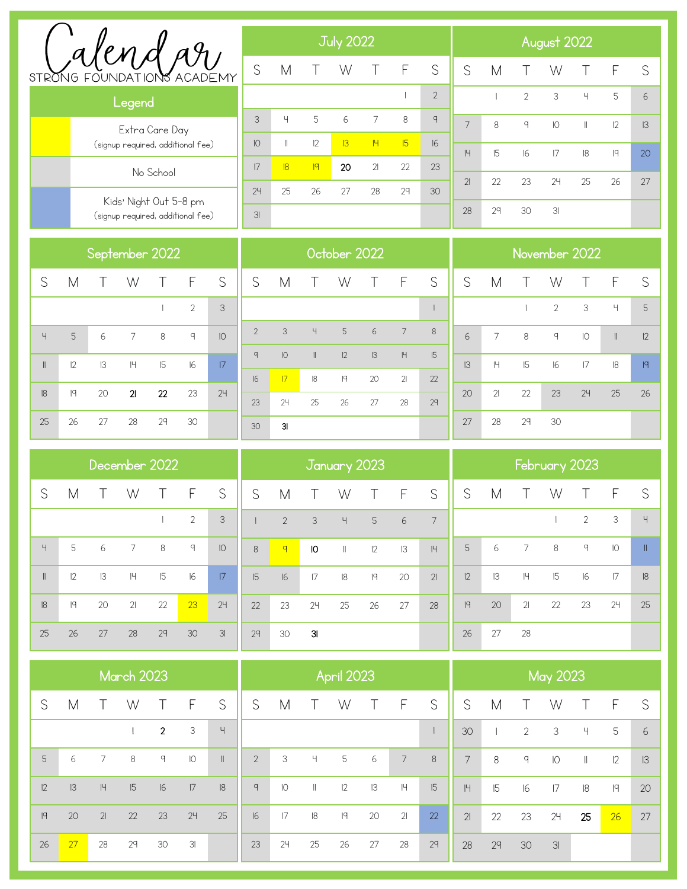# Calendar

STRONG FOUNDATIONS ACADEMY

## Legend

| | |
|---|---|
| (yellow) | Extra Care Day (signup required, additional fee) |
| (gray) | No School |
| (blue) | Kids' Night Out 5-8 pm (signup required, additional fee) |

## July 2022

| S | M | T | W | T | F | S |
|---|---|---|---|---|---|---|
| | | | | | 1 | 2 |
| 3 | 4 | 5 | 6 | 7 | 8 | 9 |
| 10 | 11 | 12 | 13 | 14 | 15 | 16 |
| 17 | 18 | 19 | 20 | 21 | 22 | 23 |
| 24 | 25 | 26 | 27 | 28 | 29 | 30 |
| 31 | | | | | | |

## August 2022

| S | M | T | W | T | F | S |
|---|---|---|---|---|---|---|
| | 1 | 2 | 3 | 4 | 5 | 6 |
| 7 | 8 | 9 | 10 | 11 | 12 | 13 |
| 14 | 15 | 16 | 17 | 18 | 19 | 20 |
| 21 | 22 | 23 | 24 | 25 | 26 | 27 |
| 28 | 29 | 30 | 31 | | | |

## September 2022

| S | M | T | W | T | F | S |
|---|---|---|---|---|---|---|
| | | | | 1 | 2 | 3 |
| 4 | 5 | 6 | 7 | 8 | 9 | 10 |
| 11 | 12 | 13 | 14 | 15 | 16 | 17 |
| 18 | 19 | 20 | 21 | 22 | 23 | 24 |
| 25 | 26 | 27 | 28 | 29 | 30 | |

## October 2022

| S | M | T | W | T | F | S |
|---|---|---|---|---|---|---|
| | | | | | | 1 |
| 2 | 3 | 4 | 5 | 6 | 7 | 8 |
| 9 | 10 | 11 | 12 | 13 | 14 | 15 |
| 16 | 17 | 18 | 19 | 20 | 21 | 22 |
| 23 | 24 | 25 | 26 | 27 | 28 | 29 |
| 30 | 31 | | | | | |

## November 2022

| S | M | T | W | T | F | S |
|---|---|---|---|---|---|---|
| | | 1 | 2 | 3 | 4 | 5 |
| 6 | 7 | 8 | 9 | 10 | 11 | 12 |
| 13 | 14 | 15 | 16 | 17 | 18 | 19 |
| 20 | 21 | 22 | 23 | 24 | 25 | 26 |
| 27 | 28 | 29 | 30 | | | |

## December 2022

| S | M | T | W | T | F | S |
|---|---|---|---|---|---|---|
| | | | | 1 | 2 | 3 |
| 4 | 5 | 6 | 7 | 8 | 9 | 10 |
| 11 | 12 | 13 | 14 | 15 | 16 | 17 |
| 18 | 19 | 20 | 21 | 22 | 23 | 24 |
| 25 | 26 | 27 | 28 | 29 | 30 | 31 |

## January 2023

| S | M | T | W | T | F | S |
|---|---|---|---|---|---|---|
| 1 | 2 | 3 | 4 | 5 | 6 | 7 |
| 8 | 9 | 10 | 11 | 12 | 13 | 14 |
| 15 | 16 | 17 | 18 | 19 | 20 | 21 |
| 22 | 23 | 24 | 25 | 26 | 27 | 28 |
| 29 | 30 | 31 | | | | |

## February 2023

| S | M | T | W | T | F | S |
|---|---|---|---|---|---|---|
| | | | 1 | 2 | 3 | 4 |
| 5 | 6 | 7 | 8 | 9 | 10 | 11 |
| 12 | 13 | 14 | 15 | 16 | 17 | 18 |
| 19 | 20 | 21 | 22 | 23 | 24 | 25 |
| 26 | 27 | 28 | | | | |

## March 2023

| S | M | T | W | T | F | S |
|---|---|---|---|---|---|---|
| | | | 1 | 2 | 3 | 4 |
| 5 | 6 | 7 | 8 | 9 | 10 | 11 |
| 12 | 13 | 14 | 15 | 16 | 17 | 18 |
| 19 | 20 | 21 | 22 | 23 | 24 | 25 |
| 26 | 27 | 28 | 29 | 30 | 31 | |

## April 2023

| S | M | T | W | T | F | S |
|---|---|---|---|---|---|---|
| | | | | | | 1 |
| 2 | 3 | 4 | 5 | 6 | 7 | 8 |
| 9 | 10 | 11 | 12 | 13 | 14 | 15 |
| 16 | 17 | 18 | 19 | 20 | 21 | 22 |
| 23 | 24 | 25 | 26 | 27 | 28 | 29 |

## May 2023

| S | M | T | W | T | F | S |
|---|---|---|---|---|---|---|
| 30 | 1 | 2 | 3 | 4 | 5 | 6 |
| 7 | 8 | 9 | 10 | 11 | 12 | 13 |
| 14 | 15 | 16 | 17 | 18 | 19 | 20 |
| 21 | 22 | 23 | 24 | 25 | 26 | 27 |
| 28 | 29 | 30 | 31 | | | |